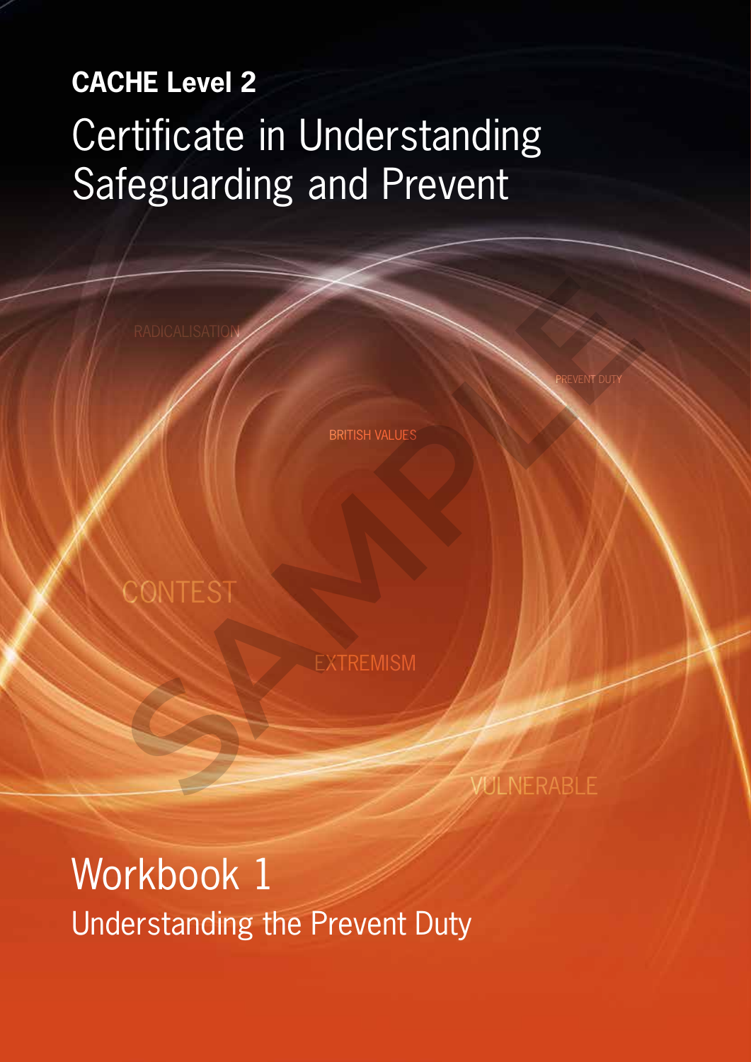**CACHE Level 2**

# Certificate in Understanding Safeguarding and Prevent

RADICALISATION

PREVENT DUTY

BRITISH VALUES

CONTEST

EXTREMISM

VULNERABLE

SAMPLE

## Workbook 1

Understanding the Prevent Duty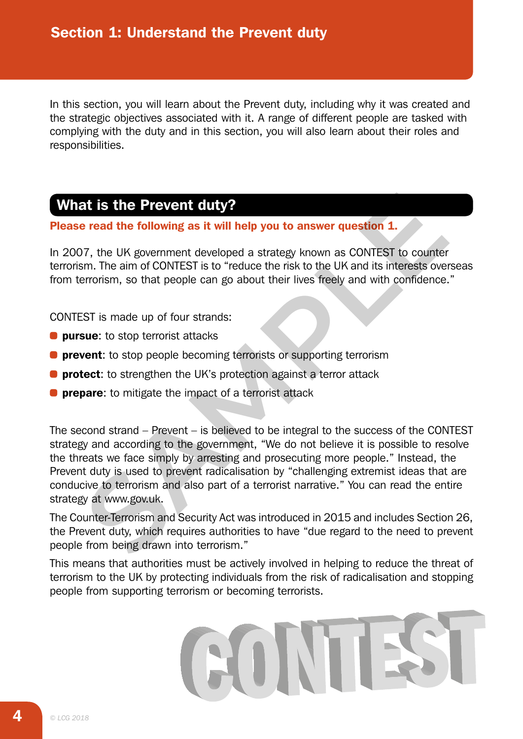# Section 1: Understand the Prevent duty

In this section, you will learn about the Prevent duty, including why it was created and the strategic objectives associated with it. A range of different people are tasked with complying with the duty and in this section, you will also learn about their roles and responsibilities.

## What is the Prevent duty?

**Please read the following as it will help you to answer question 1.**

In 2007, the UK government developed a strategy known as CONTEST to counter terrorism. The aim of CONTEST is to "reduce the risk to the UK and its interests overseas from terrorism, so that people can go about their lives freely and with confidence."

CONTEST is made up of four strands:

- **pursue**: to stop terrorist attacks
- **prevent**: to stop people becoming terrorists or supporting terrorism
- **protect**: to strengthen the UK's protection against a terror attack
- **prepare**: to mitigate the impact of a terrorist attack

The second strand – Prevent – is believed to be integral to the success of the CONTEST strategy and according to the government, "We do not believe it is possible to resolve the threats we face simply by arresting and prosecuting more people." Instead, the Prevent duty is used to prevent radicalisation by "challenging extremist ideas that are conducive to terrorism and also part of a terrorist narrative." You can read the entire strategy at www.gov.uk.

The Counter-Terrorism and Security Act was introduced in 2015 and includes Section 26, the Prevent duty, which requires authorities to have "due regard to the need to prevent people from being drawn into terrorism."

This means that authorities must be actively involved in helping to reduce the threat of terrorism to the UK by protecting individuals from the risk of radicalisation and stopping people from supporting terrorism or becoming terrorists.

CONTEST

© LCG 2018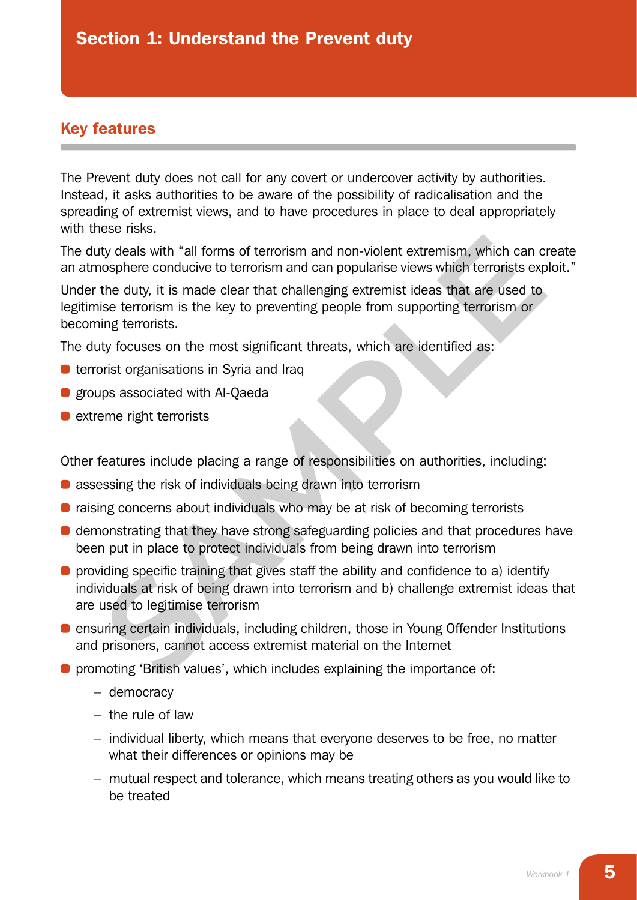# Section 1: Understand the Prevent duty

## Key features

The Prevent duty does not call for any covert or undercover activity by authorities. Instead, it asks authorities to be aware of the possibility of radicalisation and the spreading of extremist views, and to have procedures in place to deal appropriately with these risks.

The duty deals with "all forms of terrorism and non-violent extremism, which can create an atmosphere conducive to terrorism and can popularise views which terrorists exploit."

Under the duty, it is made clear that challenging extremist ideas that are used to legitimise terrorism is the key to preventing people from supporting terrorism or becoming terrorists.

The duty focuses on the most significant threats, which are identified as:

- terrorist organisations in Syria and Iraq
- groups associated with Al-Qaeda
- extreme right terrorists

Other features include placing a range of responsibilities on authorities, including:

- assessing the risk of individuals being drawn into terrorism
- raising concerns about individuals who may be at risk of becoming terrorists
- demonstrating that they have strong safeguarding policies and that procedures have been put in place to protect individuals from being drawn into terrorism
- providing specific training that gives staff the ability and confidence to a) identify individuals at risk of being drawn into terrorism and b) challenge extremist ideas that are used to legitimise terrorism
- ensuring certain individuals, including children, those in Young Offender Institutions and prisoners, cannot access extremist material on the Internet
- promoting 'British values', which includes explaining the importance of:
  - democracy
  - the rule of law
  - individual liberty, which means that everyone deserves to be free, no matter what their differences or opinions may be
  - mutual respect and tolerance, which means treating others as you would like to be treated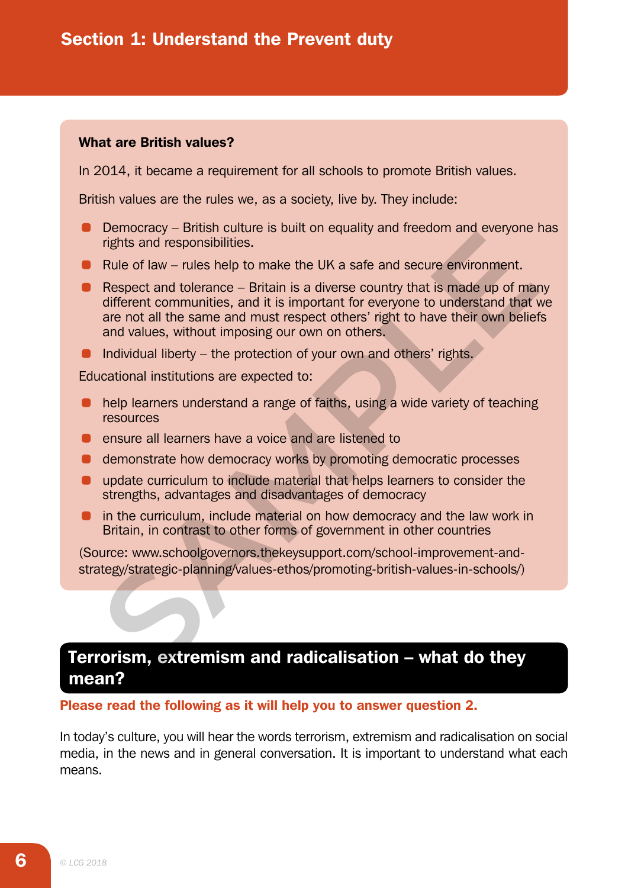## Section 1: Understand the Prevent duty

**What are British values?**

In 2014, it became a requirement for all schools to promote British values.

British values are the rules we, as a society, live by. They include:

- Democracy – British culture is built on equality and freedom and everyone has rights and responsibilities.
- Rule of law – rules help to make the UK a safe and secure environment.
- Respect and tolerance – Britain is a diverse country that is made up of many different communities, and it is important for everyone to understand that we are not all the same and must respect others' right to have their own beliefs and values, without imposing our own on others.
- Individual liberty – the protection of your own and others' rights.

Educational institutions are expected to:

- help learners understand a range of faiths, using a wide variety of teaching resources
- ensure all learners have a voice and are listened to
- demonstrate how democracy works by promoting democratic processes
- update curriculum to include material that helps learners to consider the strengths, advantages and disadvantages of democracy
- in the curriculum, include material on how democracy and the law work in Britain, in contrast to other forms of government in other countries

(Source: www.schoolgovernors.thekeysupport.com/school-improvement-and-strategy/strategic-planning/values-ethos/promoting-british-values-in-schools/)

## Terrorism, extremism and radicalisation – what do they mean?

**Please read the following as it will help you to answer question 2.**

In today's culture, you will hear the words terrorism, extremism and radicalisation on social media, in the news and in general conversation. It is important to understand what each means.

© LCG 2018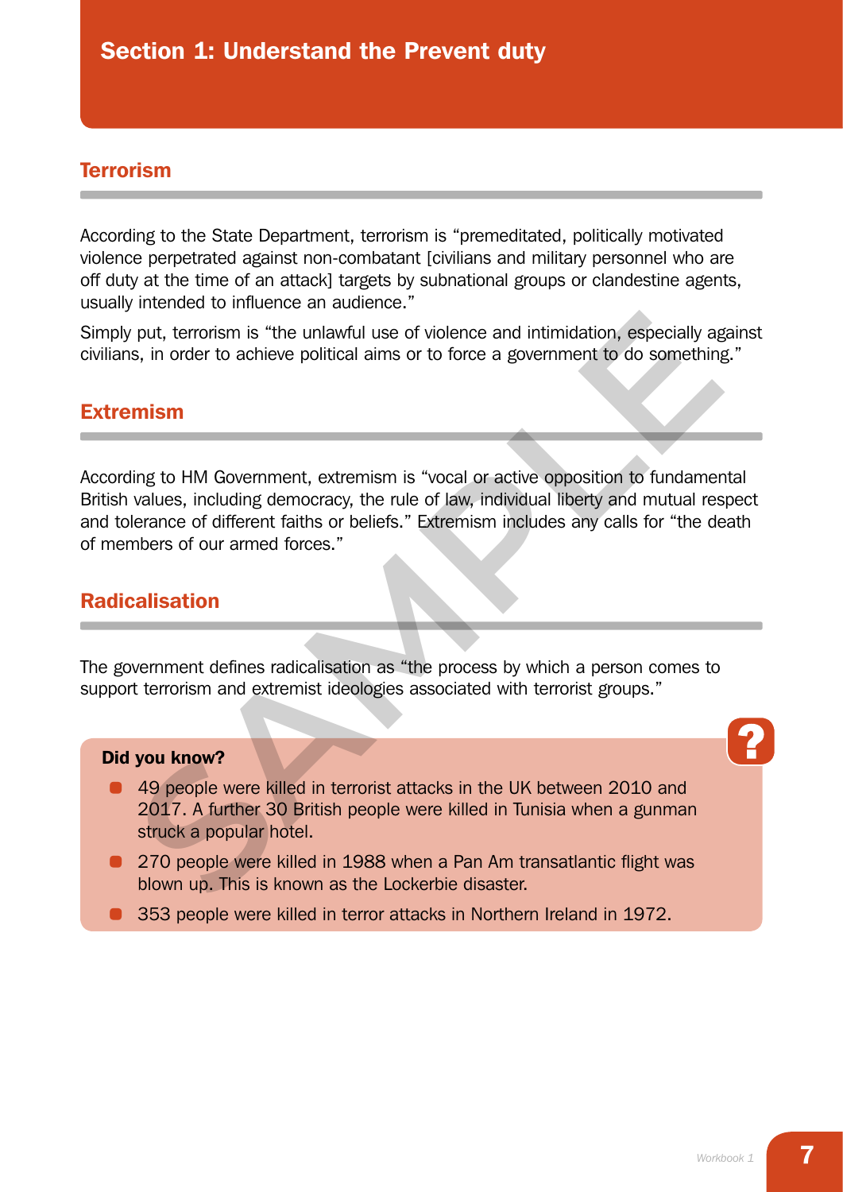# Section 1: Understand the Prevent duty

## Terrorism

According to the State Department, terrorism is "premeditated, politically motivated violence perpetrated against non-combatant [civilians and military personnel who are off duty at the time of an attack] targets by subnational groups or clandestine agents, usually intended to influence an audience."

Simply put, terrorism is "the unlawful use of violence and intimidation, especially against civilians, in order to achieve political aims or to force a government to do something."

## Extremism

According to HM Government, extremism is "vocal or active opposition to fundamental British values, including democracy, the rule of law, individual liberty and mutual respect and tolerance of different faiths or beliefs." Extremism includes any calls for "the death of members of our armed forces."

## Radicalisation

The government defines radicalisation as "the process by which a person comes to support terrorism and extremist ideologies associated with terrorist groups."

**Did you know?**

- 49 people were killed in terrorist attacks in the UK between 2010 and 2017. A further 30 British people were killed in Tunisia when a gunman struck a popular hotel.
- 270 people were killed in 1988 when a Pan Am transatlantic flight was blown up. This is known as the Lockerbie disaster.
- 353 people were killed in terror attacks in Northern Ireland in 1972.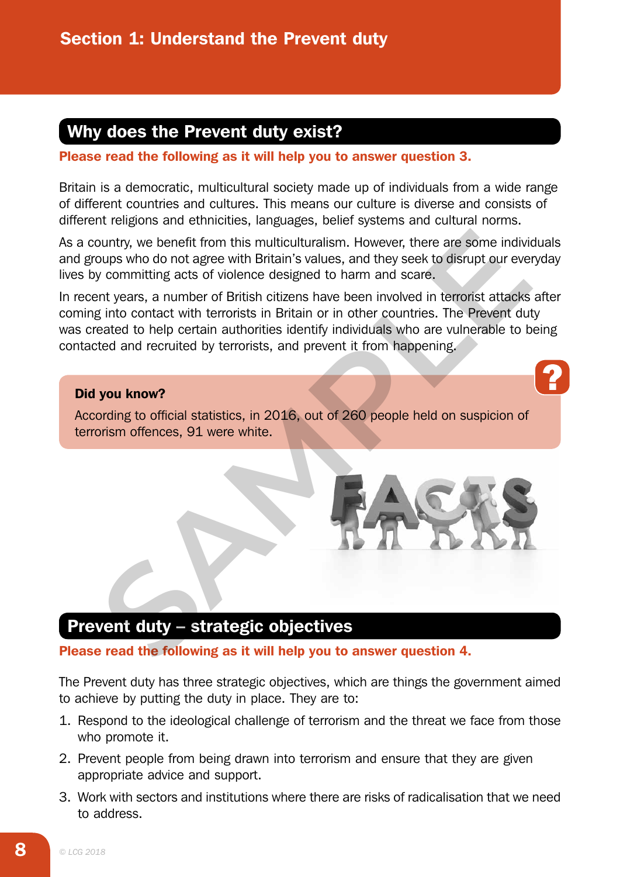## Section 1: Understand the Prevent duty

### Why does the Prevent duty exist?

**Please read the following as it will help you to answer question 3.**

Britain is a democratic, multicultural society made up of individuals from a wide range of different countries and cultures. This means our culture is diverse and consists of different religions and ethnicities, languages, belief systems and cultural norms.

As a country, we benefit from this multiculturalism. However, there are some individuals and groups who do not agree with Britain's values, and they seek to disrupt our everyday lives by committing acts of violence designed to harm and scare.

In recent years, a number of British citizens have been involved in terrorist attacks after coming into contact with terrorists in Britain or in other countries. The Prevent duty was created to help certain authorities identify individuals who are vulnerable to being contacted and recruited by terrorists, and prevent it from happening.

**Did you know?**

According to official statistics, in 2016, out of 260 people held on suspicion of terrorism offences, 91 were white.

### Prevent duty – strategic objectives

**Please read the following as it will help you to answer question 4.**

The Prevent duty has three strategic objectives, which are things the government aimed to achieve by putting the duty in place. They are to:

1. Respond to the ideological challenge of terrorism and the threat we face from those who promote it.
2. Prevent people from being drawn into terrorism and ensure that they are given appropriate advice and support.
3. Work with sectors and institutions where there are risks of radicalisation that we need to address.

© LCG 2018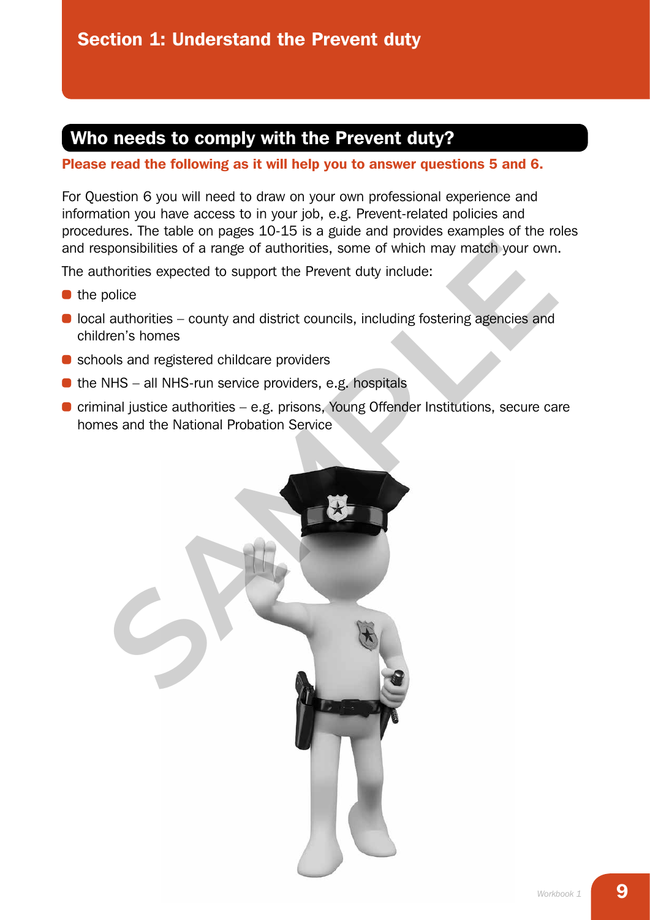# Section 1: Understand the Prevent duty

## Who needs to comply with the Prevent duty?

**Please read the following as it will help you to answer questions 5 and 6.**

For Question 6 you will need to draw on your own professional experience and information you have access to in your job, e.g. Prevent-related policies and procedures. The table on pages 10-15 is a guide and provides examples of the roles and responsibilities of a range of authorities, some of which may match your own.

The authorities expected to support the Prevent duty include:

- the police
- local authorities – county and district councils, including fostering agencies and children's homes
- schools and registered childcare providers
- the NHS – all NHS-run service providers, e.g. hospitals
- criminal justice authorities – e.g. prisons, Young Offender Institutions, secure care homes and the National Probation Service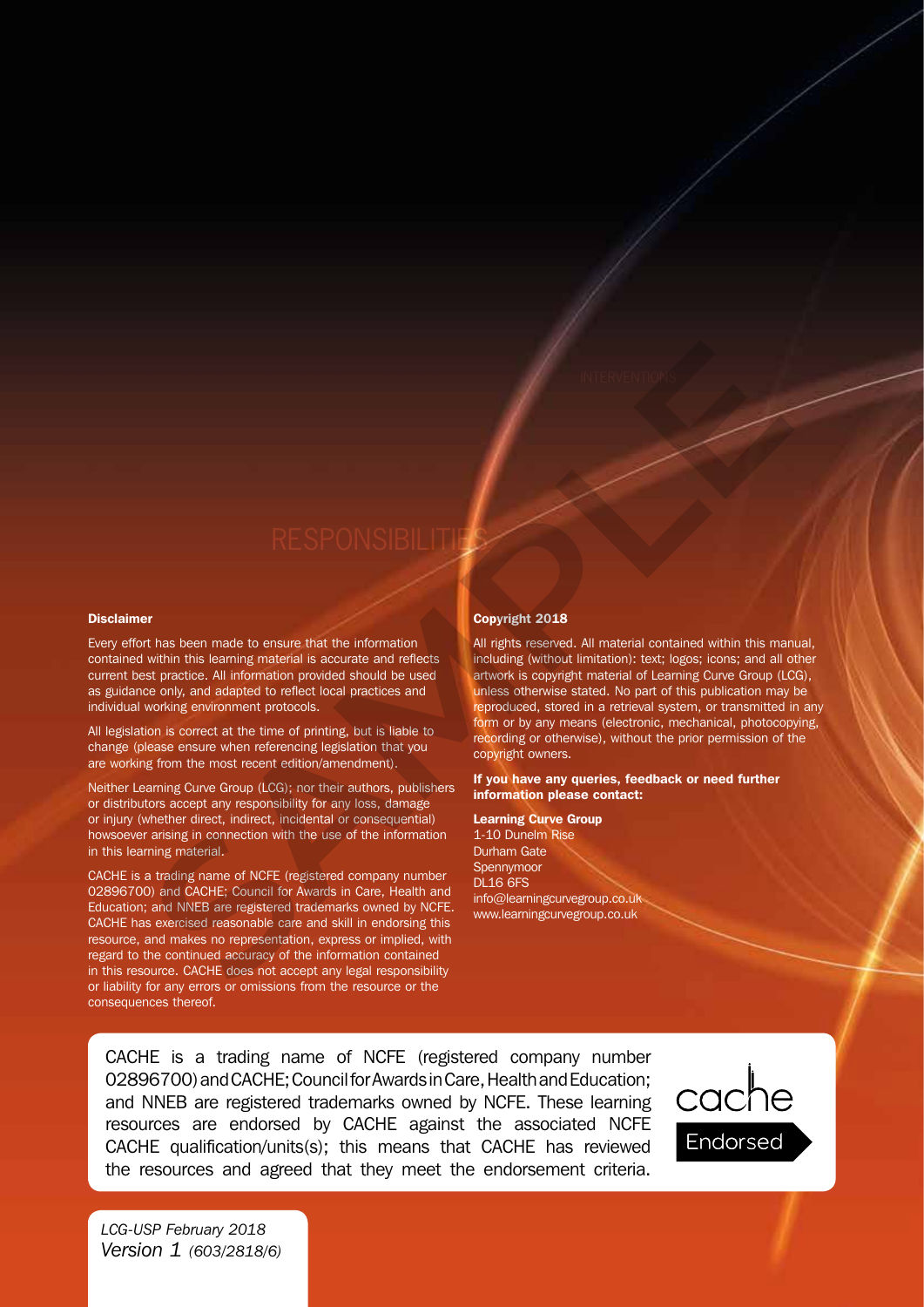INTERVENTIONS

RESPONSIBILITIES

**Disclaimer**

Every effort has been made to ensure that the information contained within this learning material is accurate and reflects current best practice. All information provided should be used as guidance only, and adapted to reflect local practices and individual working environment protocols.

All legislation is correct at the time of printing, but is liable to change (please ensure when referencing legislation that you are working from the most recent edition/amendment).

Neither Learning Curve Group (LCG); nor their authors, publishers or distributors accept any responsibility for any loss, damage or injury (whether direct, indirect, incidental or consequential) howsoever arising in connection with the use of the information in this learning material.

CACHE is a trading name of NCFE (registered company number 02896700) and CACHE; Council for Awards in Care, Health and Education; and NNEB are registered trademarks owned by NCFE. CACHE has exercised reasonable care and skill in endorsing this resource, and makes no representation, express or implied, with regard to the continued accuracy of the information contained in this resource. CACHE does not accept any legal responsibility or liability for any errors or omissions from the resource or the consequences thereof.

**Copyright 2018**

All rights reserved. All material contained within this manual, including (without limitation): text; logos; icons; and all other artwork is copyright material of Learning Curve Group (LCG), unless otherwise stated. No part of this publication may be reproduced, stored in a retrieval system, or transmitted in any form or by any means (electronic, mechanical, photocopying, recording or otherwise), without the prior permission of the copyright owners.

**If you have any queries, feedback or need further information please contact:**

**Learning Curve Group**
1-10 Dunelm Rise
Durham Gate
Spennymoor
DL16 6FS
info@learningcurvegroup.co.uk
www.learningcurvegroup.co.uk

CACHE is a trading name of NCFE (registered company number 02896700) and CACHE; Council for Awards in Care, Health and Education; and NNEB are registered trademarks owned by NCFE. These learning resources are endorsed by CACHE against the associated NCFE CACHE qualification/units(s); this means that CACHE has reviewed the resources and agreed that they meet the endorsement criteria.

cache Endorsed

*LCG-USP February 2018*
*Version 1 (603/2818/6)*